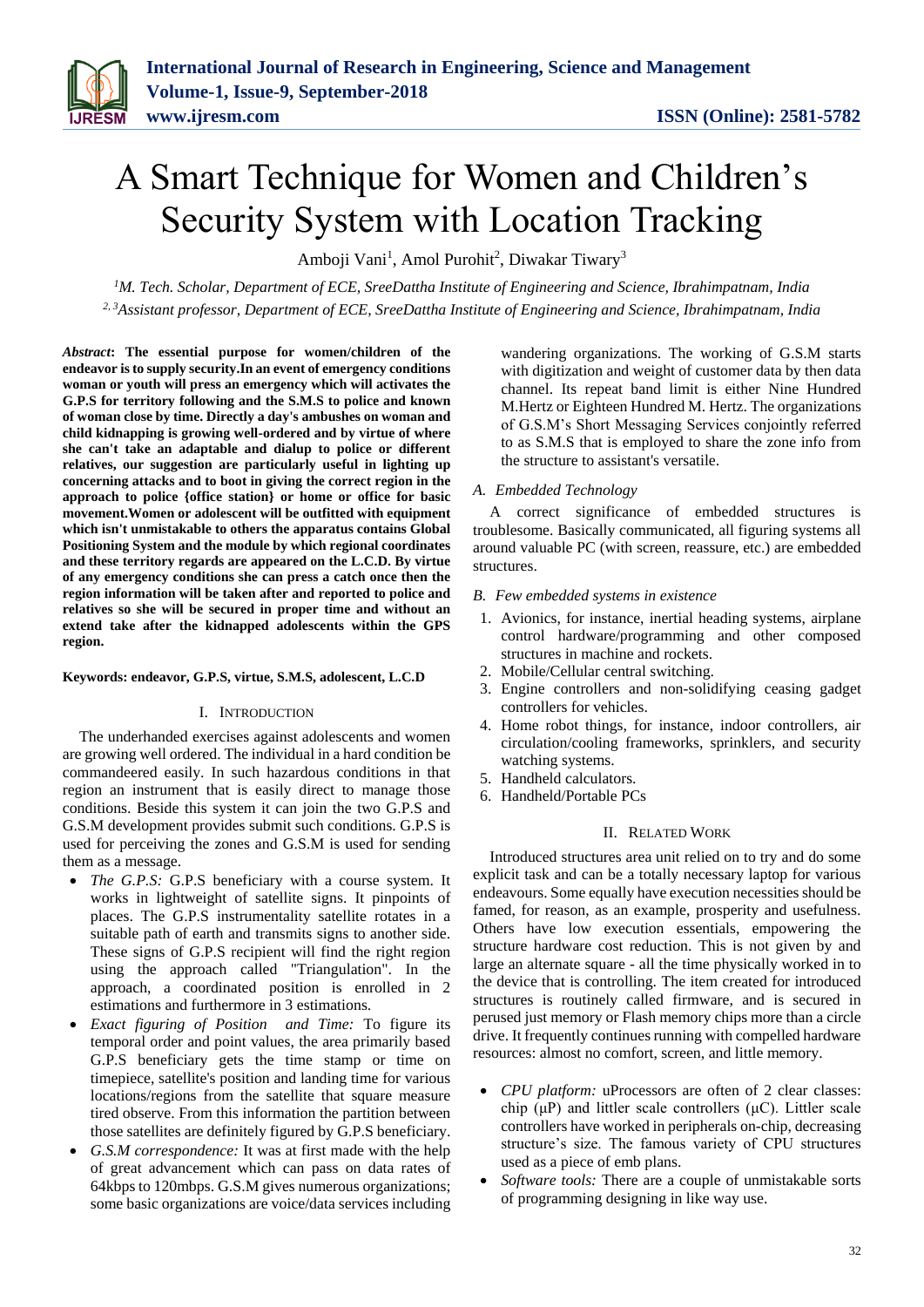# A Smart Technique for Women and Children's Security System with Location Tracking

Amboji Vani[1], Amol Purohit[2], Diwakar Tiwary[3]

[1]*M. Tech. Scholar, Department of ECE, SreeDattha Institute of Engineering and Science, Ibrahimpatnam, India*
[2, 3]*Assistant professor, Department of ECE, SreeDattha Institute of Engineering and Science, Ibrahimpatnam, India*

***Abstract*: The essential purpose for women/children of the endeavor is to supply security.In an event of emergency conditions woman or youth will press an emergency which will activates the G.P.S for territory following and the S.M.S to police and known of woman close by time. Directly a day's ambushes on woman and child kidnapping is growing well-ordered and by virtue of where she can't take an adaptable and dialup to police or different relatives, our suggestion are particularly useful in lighting up concerning attacks and to boot in giving the correct region in the approach to police {office station} or home or office for basic movement.Women or adolescent will be outfitted with equipment which isn't unmistakable to others the apparatus contains Global Positioning System and the module by which regional coordinates and these territory regards are appeared on the L.C.D. By virtue of any emergency conditions she can press a catch once then the region information will be taken after and reported to police and relatives so she will be secured in proper time and without an extend take after the kidnapped adolescents within the GPS region.**

**Keywords: endeavor, G.P.S, virtue, S.M.S, adolescent, L.C.D**

## I. Introduction

The underhanded exercises against adolescents and women are growing well ordered. The individual in a hard condition be commandeered easily. In such hazardous conditions in that region an instrument that is easily direct to manage those conditions. Beside this system it can join the two G.P.S and G.S.M development provides submit such conditions. G.P.S is used for perceiving the zones and G.S.M is used for sending them as a message.

- *The G.P.S:* G.P.S beneficiary with a course system. It works in lightweight of satellite signs. It pinpoints of places. The G.P.S instrumentality satellite rotates in a suitable path of earth and transmits signs to another side. These signs of G.P.S recipient will find the right region using the approach called "Triangulation". In the approach, a coordinated position is enrolled in 2 estimations and furthermore in 3 estimations.
- *Exact figuring of Position and Time:* To figure its temporal order and point values, the area primarily based G.P.S beneficiary gets the time stamp or time on timepiece, satellite's position and landing time for various locations/regions from the satellite that square measure tired observe. From this information the partition between those satellites are definitely figured by G.P.S beneficiary.
- *G.S.M correspondence:* It was at first made with the help of great advancement which can pass on data rates of 64kbps to 120mbps. G.S.M gives numerous organizations; some basic organizations are voice/data services including wandering organizations. The working of G.S.M starts with digitization and weight of customer data by then data channel. Its repeat band limit is either Nine Hundred M.Hertz or Eighteen Hundred M. Hertz. The organizations of G.S.M's Short Messaging Services conjointly referred to as S.M.S that is employed to share the zone info from the structure to assistant's versatile.

### A. Embedded Technology

A correct significance of embedded structures is troublesome. Basically communicated, all figuring systems all around valuable PC (with screen, reassure, etc.) are embedded structures.

### B. Few embedded systems in existence

1. Avionics, for instance, inertial heading systems, airplane control hardware/programming and other composed structures in machine and rockets.
2. Mobile/Cellular central switching.
3. Engine controllers and non-solidifying ceasing gadget controllers for vehicles.
4. Home robot things, for instance, indoor controllers, air circulation/cooling frameworks, sprinklers, and security watching systems.
5. Handheld calculators.
6. Handheld/Portable PCs

## II. Related Work

Introduced structures area unit relied on to try and do some explicit task and can be a totally necessary laptop for various endeavours. Some equally have execution necessities should be famed, for reason, as an example, prosperity and usefulness. Others have low execution essentials, empowering the structure hardware cost reduction. This is not given by and large an alternate square - all the time physically worked in to the device that is controlling. The item created for introduced structures is routinely called firmware, and is secured in perused just memory or Flash memory chips more than a circle drive. It frequently continues running with compelled hardware resources: almost no comfort, screen, and little memory.

- *CPU platform:* uProcessors are often of 2 clear classes: chip (μP) and littler scale controllers (μC). Littler scale controllers have worked in peripherals on-chip, decreasing structure's size. The famous variety of CPU structures used as a piece of emb plans.
- *Software tools:* There are a couple of unmistakable sorts of programming designing in like way use.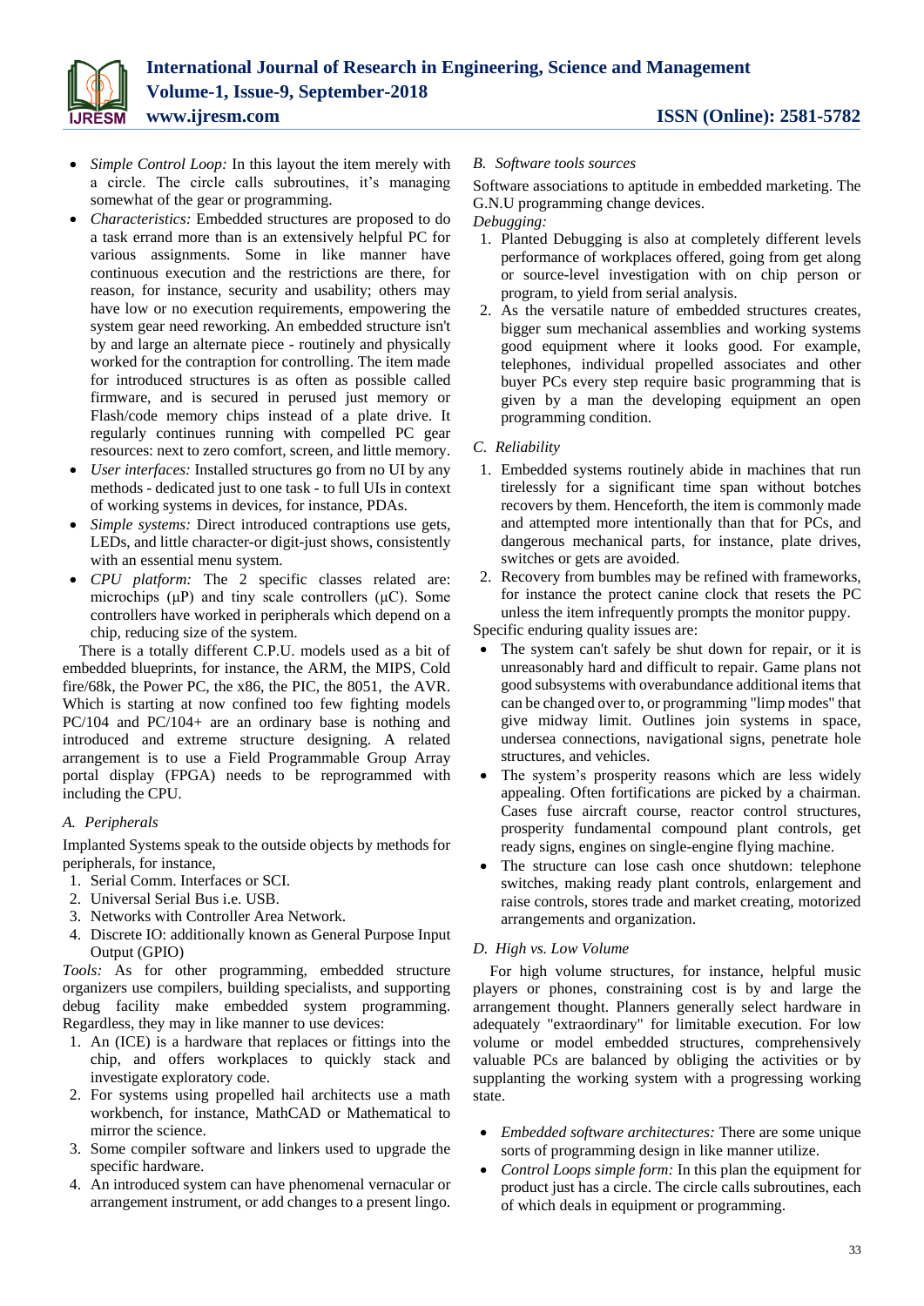- *Simple Control Loop:* In this layout the item merely with a circle. The circle calls subroutines, it's managing somewhat of the gear or programming.
- *Characteristics:* Embedded structures are proposed to do a task errand more than is an extensively helpful PC for various assignments. Some in like manner have continuous execution and the restrictions are there, for reason, for instance, security and usability; others may have low or no execution requirements, empowering the system gear need reworking. An embedded structure isn't by and large an alternate piece - routinely and physically worked for the contraption for controlling. The item made for introduced structures is as often as possible called firmware, and is secured in perused just memory or Flash/code memory chips instead of a plate drive. It regularly continues running with compelled PC gear resources: next to zero comfort, screen, and little memory.
- *User interfaces:* Installed structures go from no UI by any methods - dedicated just to one task - to full UIs in context of working systems in devices, for instance, PDAs.
- *Simple systems:* Direct introduced contraptions use gets, LEDs, and little character-or digit-just shows, consistently with an essential menu system.
- *CPU platform:* The 2 specific classes related are: microchips (μP) and tiny scale controllers (μC). Some controllers have worked in peripherals which depend on a chip, reducing size of the system.

There is a totally different C.P.U. models used as a bit of embedded blueprints, for instance, the ARM, the MIPS, Cold fire/68k, the Power PC, the x86, the PIC, the 8051, the AVR. Which is starting at now confined too few fighting models PC/104 and PC/104+ are an ordinary base is nothing and introduced and extreme structure designing. A related arrangement is to use a Field Programmable Group Array portal display (FPGA) needs to be reprogrammed with including the CPU.

### A. Peripherals

Implanted Systems speak to the outside objects by methods for peripherals, for instance,

1. Serial Comm. Interfaces or SCI.
2. Universal Serial Bus i.e. USB.
3. Networks with Controller Area Network.
4. Discrete IO: additionally known as General Purpose Input Output (GPIO)

*Tools:* As for other programming, embedded structure organizers use compilers, building specialists, and supporting debug facility make embedded system programming. Regardless, they may in like manner to use devices:

1. An (ICE) is a hardware that replaces or fittings into the chip, and offers workplaces to quickly stack and investigate exploratory code.
2. For systems using propelled hail architects use a math workbench, for instance, MathCAD or Mathematical to mirror the science.
3. Some compiler software and linkers used to upgrade the specific hardware.
4. An introduced system can have phenomenal vernacular or arrangement instrument, or add changes to a present lingo.

### B. Software tools sources

Software associations to aptitude in embedded marketing. The G.N.U programming change devices.

*Debugging:*

1. Planted Debugging is also at completely different levels performance of workplaces offered, going from get along or source-level investigation with on chip person or program, to yield from serial analysis.
2. As the versatile nature of embedded structures creates, bigger sum mechanical assemblies and working systems good equipment where it looks good. For example, telephones, individual propelled associates and other buyer PCs every step require basic programming that is given by a man the developing equipment an open programming condition.

### C. Reliability

1. Embedded systems routinely abide in machines that run tirelessly for a significant time span without botches recovers by them. Henceforth, the item is commonly made and attempted more intentionally than that for PCs, and dangerous mechanical parts, for instance, plate drives, switches or gets are avoided.
2. Recovery from bumbles may be refined with frameworks, for instance the protect canine clock that resets the PC unless the item infrequently prompts the monitor puppy.

Specific enduring quality issues are:

- The system can't safely be shut down for repair, or it is unreasonably hard and difficult to repair. Game plans not good subsystems with overabundance additional items that can be changed over to, or programming "limp modes" that give midway limit. Outlines join systems in space, undersea connections, navigational signs, penetrate hole structures, and vehicles.
- The system's prosperity reasons which are less widely appealing. Often fortifications are picked by a chairman. Cases fuse aircraft course, reactor control structures, prosperity fundamental compound plant controls, get ready signs, engines on single-engine flying machine.
- The structure can lose cash once shutdown: telephone switches, making ready plant controls, enlargement and raise controls, stores trade and market creating, motorized arrangements and organization.

### D. High vs. Low Volume

For high volume structures, for instance, helpful music players or phones, constraining cost is by and large the arrangement thought. Planners generally select hardware in adequately "extraordinary" for limitable execution. For low volume or model embedded structures, comprehensively valuable PCs are balanced by obliging the activities or by supplanting the working system with a progressing working state.

- *Embedded software architectures:* There are some unique sorts of programming design in like manner utilize.
- *Control Loops simple form:* In this plan the equipment for product just has a circle. The circle calls subroutines, each of which deals in equipment or programming.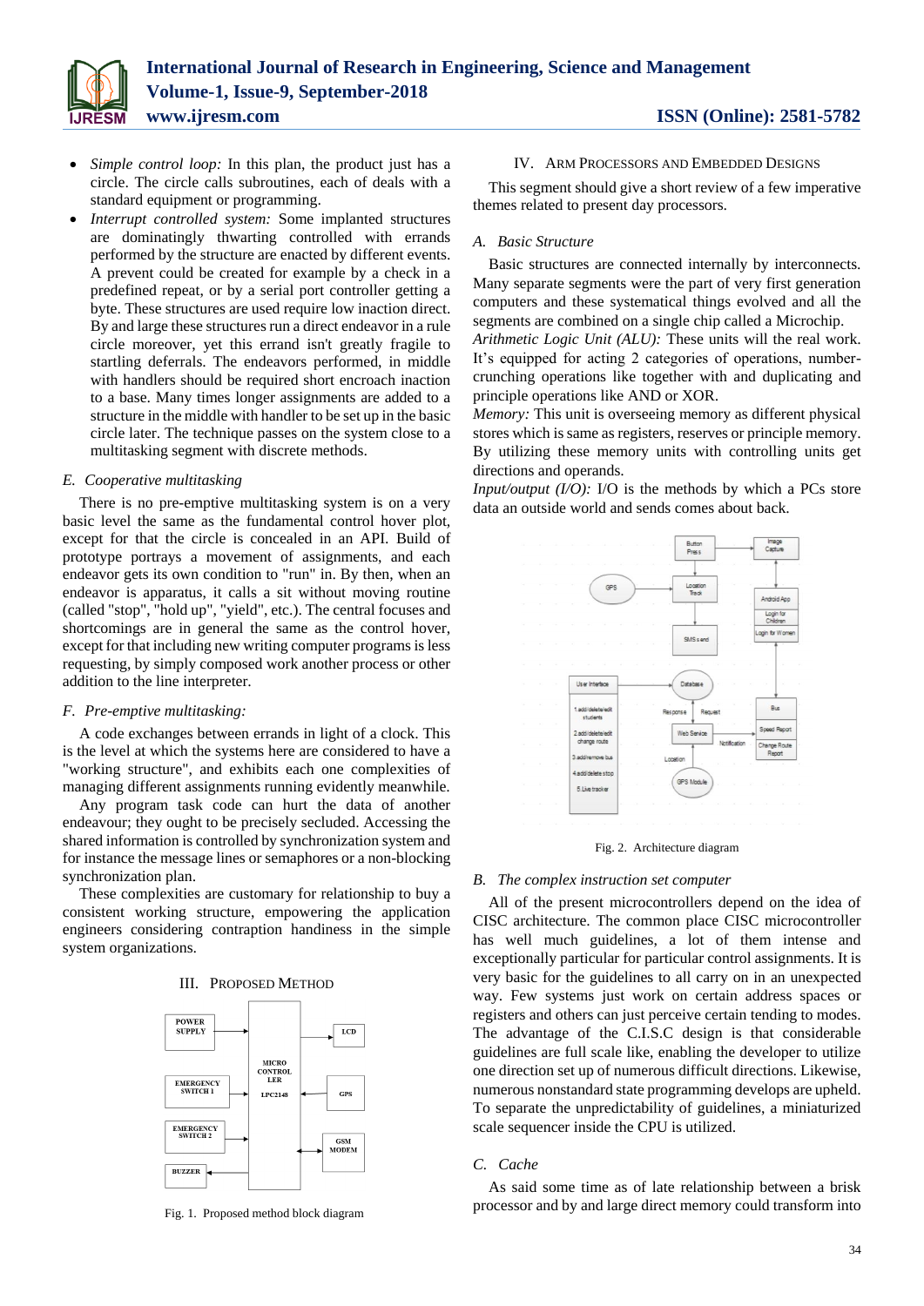- *Simple control loop:* In this plan, the product just has a circle. The circle calls subroutines, each of deals with a standard equipment or programming.
- *Interrupt controlled system:* Some implanted structures are dominatingly thwarting controlled with errands performed by the structure are enacted by different events. A prevent could be created for example by a check in a predefined repeat, or by a serial port controller getting a byte. These structures are used require low inaction direct. By and large these structures run a direct endeavor in a rule circle moreover, yet this errand isn't greatly fragile to startling deferrals. The endeavors performed, in middle with handlers should be required short encroach inaction to a base. Many times longer assignments are added to a structure in the middle with handler to be set up in the basic circle later. The technique passes on the system close to a multitasking segment with discrete methods.

### E. Cooperative multitasking

There is no pre-emptive multitasking system is on a very basic level the same as the fundamental control hover plot, except for that the circle is concealed in an API. Build of prototype portrays a movement of assignments, and each endeavor gets its own condition to "run" in. By then, when an endeavor is apparatus, it calls a sit without moving routine (called "stop", "hold up", "yield", etc.). The central focuses and shortcomings are in general the same as the control hover, except for that including new writing computer programs is less requesting, by simply composed work another process or other addition to the line interpreter.

### F. Pre-emptive multitasking:

A code exchanges between errands in light of a clock. This is the level at which the systems here are considered to have a "working structure", and exhibits each one complexities of managing different assignments running evidently meanwhile.

Any program task code can hurt the data of another endeavour; they ought to be precisely secluded. Accessing the shared information is controlled by synchronization system and for instance the message lines or semaphores or a non-blocking synchronization plan.

These complexities are customary for relationship to buy a consistent working structure, empowering the application engineers considering contraption handiness in the simple system organizations.

## III. Proposed Method

Fig. 1. Proposed method block diagram

## IV. ARM Processors and Embedded Designs

This segment should give a short review of a few imperative themes related to present day processors.

### A. Basic Structure

Basic structures are connected internally by interconnects. Many separate segments were the part of very first generation computers and these systematical things evolved and all the segments are combined on a single chip called a Microchip.

*Arithmetic Logic Unit (ALU):* These units will the real work. It's equipped for acting 2 categories of operations, number-crunching operations like together with and duplicating and principle operations like AND or XOR.

*Memory:* This unit is overseeing memory as different physical stores which is same as registers, reserves or principle memory. By utilizing these memory units with controlling units get directions and operands.

*Input/output (I/O):* I/O is the methods by which a PCs store data an outside world and sends comes about back.

Fig. 2. Architecture diagram

### B. The complex instruction set computer

All of the present microcontrollers depend on the idea of CISC architecture. The common place CISC microcontroller has well much guidelines, a lot of them intense and exceptionally particular for particular control assignments. It is very basic for the guidelines to all carry on in an unexpected way. Few systems just work on certain address spaces or registers and others can just perceive certain tending to modes. The advantage of the C.I.S.C design is that considerable guidelines are full scale like, enabling the developer to utilize one direction set up of numerous difficult directions. Likewise, numerous nonstandard state programming develops are upheld. To separate the unpredictability of guidelines, a miniaturized scale sequencer inside the CPU is utilized.

### C. Cache

As said some time as of late relationship between a brisk processor and by and large direct memory could transform into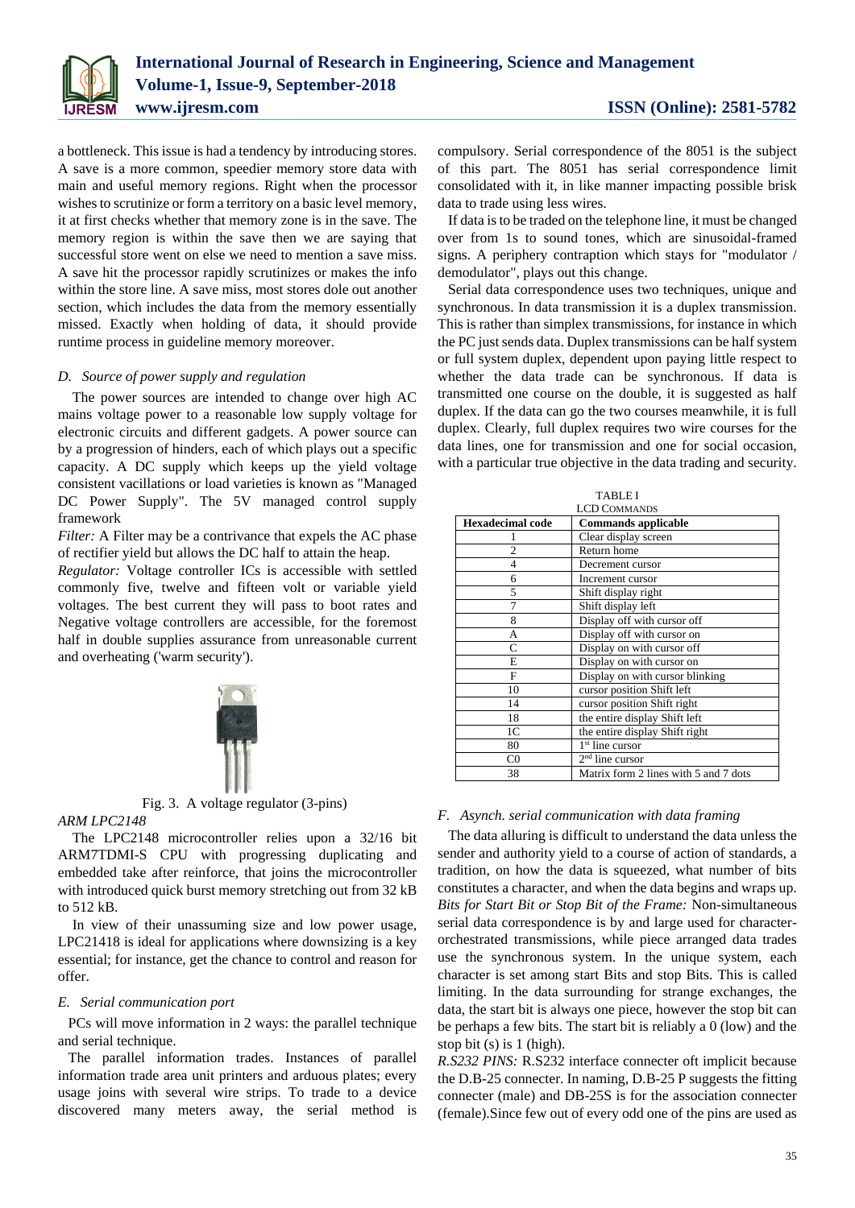a bottleneck. This issue is had a tendency by introducing stores. A save is a more common, speedier memory store data with main and useful memory regions. Right when the processor wishes to scrutinize or form a territory on a basic level memory, it at first checks whether that memory zone is in the save. The memory region is within the save then we are saying that successful store went on else we need to mention a save miss. A save hit the processor rapidly scrutinizes or makes the info within the store line. A save miss, most stores dole out another section, which includes the data from the memory essentially missed. Exactly when holding of data, it should provide runtime process in guideline memory moreover.

### *D. Source of power supply and regulation*

The power sources are intended to change over high AC mains voltage power to a reasonable low supply voltage for electronic circuits and different gadgets. A power source can by a progression of hinders, each of which plays out a specific capacity. A DC supply which keeps up the yield voltage consistent vacillations or load varieties is known as "Managed DC Power Supply". The 5V managed control supply framework

*Filter:* A Filter may be a contrivance that expels the AC phase of rectifier yield but allows the DC half to attain the heap.

*Regulator:* Voltage controller ICs is accessible with settled commonly five, twelve and fifteen volt or variable yield voltages. The best current they will pass to boot rates and Negative voltage controllers are accessible, for the foremost half in double supplies assurance from unreasonable current and overheating ('warm security').

Fig. 3. A voltage regulator (3-pins)

*ARM LPC2148*

The LPC2148 microcontroller relies upon a 32/16 bit ARM7TDMI-S CPU with progressing duplicating and embedded take after reinforce, that joins the microcontroller with introduced quick burst memory stretching out from 32 kB to 512 kB.

In view of their unassuming size and low power usage, LPC21418 is ideal for applications where downsizing is a key essential; for instance, get the chance to control and reason for offer.

### *E. Serial communication port*

PCs will move information in 2 ways: the parallel technique and serial technique.

The parallel information trades. Instances of parallel information trade area unit printers and arduous plates; every usage joins with several wire strips. To trade to a device discovered many meters away, the serial method is compulsory. Serial correspondence of the 8051 is the subject of this part. The 8051 has serial correspondence limit consolidated with it, in like manner impacting possible brisk data to trade using less wires.

If data is to be traded on the telephone line, it must be changed over from 1s to sound tones, which are sinusoidal-framed signs. A periphery contraption which stays for "modulator / demodulator", plays out this change.

Serial data correspondence uses two techniques, unique and synchronous. In data transmission it is a duplex transmission. This is rather than simplex transmissions, for instance in which the PC just sends data. Duplex transmissions can be half system or full system duplex, dependent upon paying little respect to whether the data trade can be synchronous. If data is transmitted one course on the double, it is suggested as half duplex. If the data can go the two courses meanwhile, it is full duplex. Clearly, full duplex requires two wire courses for the data lines, one for transmission and one for social occasion, with a particular true objective in the data trading and security.

TABLE I
LCD COMMANDS

| Hexadecimal code | Commands applicable |
|---|---|
| 1 | Clear display screen |
| 2 | Return home |
| 4 | Decrement cursor |
| 6 | Increment cursor |
| 5 | Shift display right |
| 7 | Shift display left |
| 8 | Display off with cursor off |
| A | Display off with cursor on |
| C | Display on with cursor off |
| E | Display on with cursor on |
| F | Display on with cursor blinking |
| 10 | cursor position Shift left |
| 14 | cursor position Shift right |
| 18 | the entire display Shift left |
| 1C | the entire display Shift right |
| 80 | 1st line cursor |
| C0 | 2nd line cursor |
| 38 | Matrix form 2 lines with 5 and 7 dots |

### *F. Asynch. serial communication with data framing*

The data alluring is difficult to understand the data unless the sender and authority yield to a course of action of standards, a tradition, on how the data is squeezed, what number of bits constitutes a character, and when the data begins and wraps up.

*Bits for Start Bit or Stop Bit of the Frame:* Non-simultaneous serial data correspondence is by and large used for character-orchestrated transmissions, while piece arranged data trades use the synchronous system. In the unique system, each character is set among start Bits and stop Bits. This is called limiting. In the data surrounding for strange exchanges, the data, the start bit is always one piece, however the stop bit can be perhaps a few bits. The start bit is reliably a 0 (low) and the stop bit (s) is 1 (high).

*R.S232 PINS:* R.S232 interface connecter oft implicit because the D.B-25 connecter. In naming, D.B-25 P suggests the fitting connecter (male) and DB-25S is for the association connecter (female).Since few out of every odd one of the pins are used as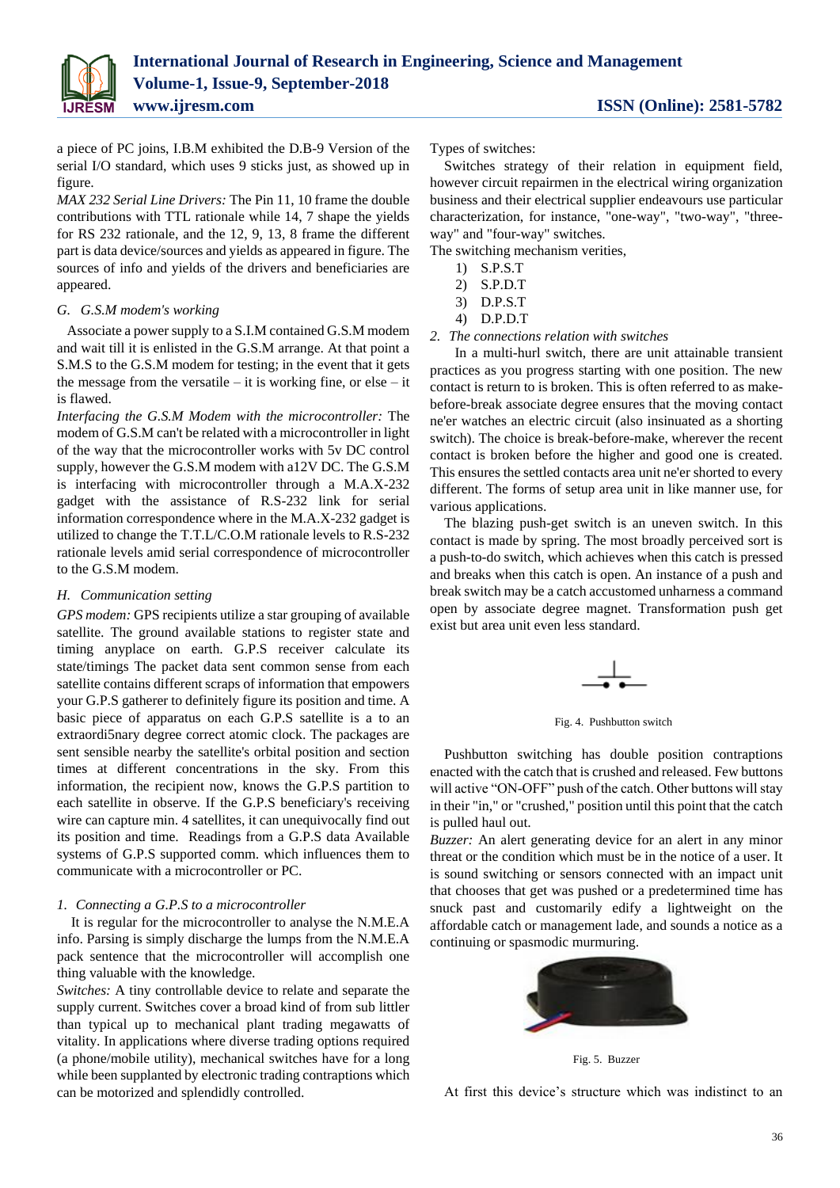a piece of PC joins, I.B.M exhibited the D.B-9 Version of the serial I/O standard, which uses 9 sticks just, as showed up in figure.

*MAX 232 Serial Line Drivers:* The Pin 11, 10 frame the double contributions with TTL rationale while 14, 7 shape the yields for RS 232 rationale, and the 12, 9, 13, 8 frame the different part is data device/sources and yields as appeared in figure. The sources of info and yields of the drivers and beneficiaries are appeared.

### *G. G.S.M modem's working*

Associate a power supply to a S.I.M contained G.S.M modem and wait till it is enlisted in the G.S.M arrange. At that point a S.M.S to the G.S.M modem for testing; in the event that it gets the message from the versatile – it is working fine, or else – it is flawed.

*Interfacing the G.S.M Modem with the microcontroller:* The modem of G.S.M can't be related with a microcontroller in light of the way that the microcontroller works with 5v DC control supply, however the G.S.M modem with a12V DC. The G.S.M is interfacing with microcontroller through a M.A.X-232 gadget with the assistance of R.S-232 link for serial information correspondence where in the M.A.X-232 gadget is utilized to change the T.T.L/C.O.M rationale levels to R.S-232 rationale levels amid serial correspondence of microcontroller to the G.S.M modem.

### *H. Communication setting*

*GPS modem:* GPS recipients utilize a star grouping of available satellite. The ground available stations to register state and timing anyplace on earth. G.P.S receiver calculate its state/timings The packet data sent common sense from each satellite contains different scraps of information that empowers your G.P.S gatherer to definitely figure its position and time. A basic piece of apparatus on each G.P.S satellite is a to an extraordi5nary degree correct atomic clock. The packages are sent sensible nearby the satellite's orbital position and section times at different concentrations in the sky. From this information, the recipient now, knows the G.P.S partition to each satellite in observe. If the G.P.S beneficiary's receiving wire can capture min. 4 satellites, it can unequivocally find out its position and time. Readings from a G.P.S data Available systems of G.P.S supported comm. which influences them to communicate with a microcontroller or PC.

#### *1. Connecting a G.P.S to a microcontroller*

It is regular for the microcontroller to analyse the N.M.E.A info. Parsing is simply discharge the lumps from the N.M.E.A pack sentence that the microcontroller will accomplish one thing valuable with the knowledge.

*Switches:* A tiny controllable device to relate and separate the supply current. Switches cover a broad kind of from sub littler than typical up to mechanical plant trading megawatts of vitality. In applications where diverse trading options required (a phone/mobile utility), mechanical switches have for a long while been supplanted by electronic trading contraptions which can be motorized and splendidly controlled.

Types of switches:

Switches strategy of their relation in equipment field, however circuit repairmen in the electrical wiring organization business and their electrical supplier endeavours use particular characterization, for instance, "one-way", "two-way", "three-way" and "four-way" switches.

The switching mechanism verities,

1) S.P.S.T
2) S.P.D.T
3) D.P.S.T
4) D.P.D.T

#### *2. The connections relation with switches*

In a multi-hurl switch, there are unit attainable transient practices as you progress starting with one position. The new contact is return to is broken. This is often referred to as make-before-break associate degree ensures that the moving contact ne'er watches an electric circuit (also insinuated as a shorting switch). The choice is break-before-make, wherever the recent contact is broken before the higher and good one is created. This ensures the settled contacts area unit ne'er shorted to every different. The forms of setup area unit in like manner use, for various applications.

The blazing push-get switch is an uneven switch. In this contact is made by spring. The most broadly perceived sort is a push-to-do switch, which achieves when this catch is pressed and breaks when this catch is open. An instance of a push and break switch may be a catch accustomed unharness a command open by associate degree magnet. Transformation push get exist but area unit even less standard.

Fig. 4. Pushbutton switch

Pushbutton switching has double position contraptions enacted with the catch that is crushed and released. Few buttons will active "ON-OFF" push of the catch. Other buttons will stay in their "in," or "crushed," position until this point that the catch is pulled haul out.

*Buzzer:* An alert generating device for an alert in any minor threat or the condition which must be in the notice of a user. It is sound switching or sensors connected with an impact unit that chooses that get was pushed or a predetermined time has snuck past and customarily edify a lightweight on the affordable catch or management lade, and sounds a notice as a continuing or spasmodic murmuring.

Fig. 5. Buzzer

At first this device's structure which was indistinct to an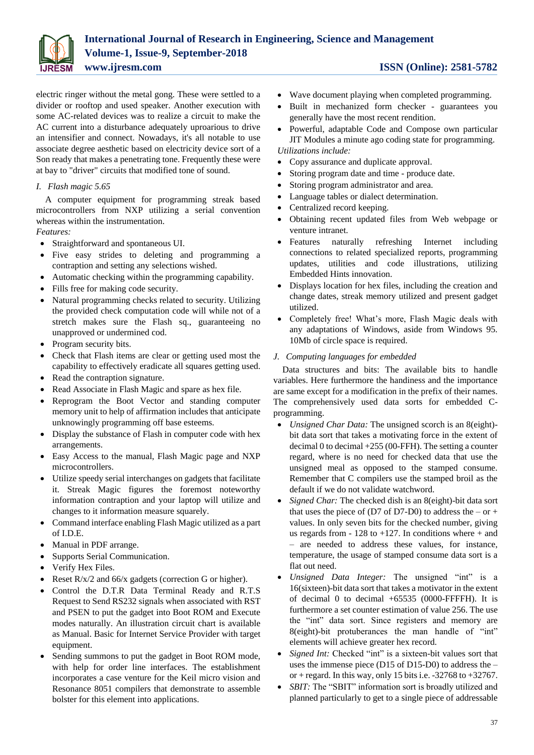electric ringer without the metal gong. These were settled to a divider or rooftop and used speaker. Another execution with some AC-related devices was to realize a circuit to make the AC current into a disturbance adequately uproarious to drive an intensifier and connect. Nowadays, it's all notable to use associate degree aesthetic based on electricity device sort of a Son ready that makes a penetrating tone. Frequently these were at bay to "driver" circuits that modified tone of sound.

### *I. Flash magic 5.65*

A computer equipment for programming streak based microcontrollers from NXP utilizing a serial convention whereas within the instrumentation.

*Features:*

- Straightforward and spontaneous UI.
- Five easy strides to deleting and programming a contraption and setting any selections wished.
- Automatic checking within the programming capability.
- Fills free for making code security.
- Natural programming checks related to security. Utilizing the provided check computation code will while not of a stretch makes sure the Flash sq., guaranteeing no unapproved or undermined cod.
- Program security bits.
- Check that Flash items are clear or getting used most the capability to effectively eradicate all squares getting used.
- Read the contraption signature.
- Read Associate in Flash Magic and spare as hex file.
- Reprogram the Boot Vector and standing computer memory unit to help of affirmation includes that anticipate unknowingly programming off base esteems.
- Display the substance of Flash in computer code with hex arrangements.
- Easy Access to the manual, Flash Magic page and NXP microcontrollers.
- Utilize speedy serial interchanges on gadgets that facilitate it. Streak Magic figures the foremost noteworthy information contraption and your laptop will utilize and changes to it information measure squarely.
- Command interface enabling Flash Magic utilized as a part of I.D.E.
- Manual in PDF arrange.
- Supports Serial Communication.
- Verify Hex Files.
- Reset R/x/2 and 66/x gadgets (correction G or higher).
- Control the D.T.R Data Terminal Ready and R.T.S Request to Send RS232 signals when associated with RST and PSEN to put the gadget into Boot ROM and Execute modes naturally. An illustration circuit chart is available as Manual. Basic for Internet Service Provider with target equipment.
- Sending summons to put the gadget in Boot ROM mode, with help for order line interfaces. The establishment incorporates a case venture for the Keil micro vision and Resonance 8051 compilers that demonstrate to assemble bolster for this element into applications.
- Wave document playing when completed programming.
- Built in mechanized form checker - guarantees you generally have the most recent rendition.
- Powerful, adaptable Code and Compose own particular JIT Modules a minute ago coding state for programming.

*Utilizations include:*

- Copy assurance and duplicate approval.
- Storing program date and time - produce date.
- Storing program administrator and area.
- Language tables or dialect determination.
- Centralized record keeping.
- Obtaining recent updated files from Web webpage or venture intranet.
- Features naturally refreshing Internet including connections to related specialized reports, programming updates, utilities and code illustrations, utilizing Embedded Hints innovation.
- Displays location for hex files, including the creation and change dates, streak memory utilized and present gadget utilized.
- Completely free! What's more, Flash Magic deals with any adaptations of Windows, aside from Windows 95. 10Mb of circle space is required.

### *J. Computing languages for embedded*

Data structures and bits: The available bits to handle variables. Here furthermore the handiness and the importance are same except for a modification in the prefix of their names. The comprehensively used data sorts for embedded C-programming.

- *Unsigned Char Data:* The unsigned scorch is an 8(eight)-bit data sort that takes a motivating force in the extent of decimal 0 to decimal +255 (00-FFH). The setting a counter regard, where is no need for checked data that use the unsigned meal as opposed to the stamped consume. Remember that C compilers use the stamped broil as the default if we do not validate watchword.
- *Signed Char:* The checked dish is an 8(eight)-bit data sort that uses the piece of (D7 of D7-D0) to address the – or + values. In only seven bits for the checked number, giving us regards from - 128 to +127. In conditions where + and – are needed to address these values, for instance, temperature, the usage of stamped consume data sort is a flat out need.
- *Unsigned Data Integer:* The unsigned "int" is a 16(sixteen)-bit data sort that takes a motivator in the extent of decimal 0 to decimal +65535 (0000-FFFFH). It is furthermore a set counter estimation of value 256. The use the "int" data sort. Since registers and memory are 8(eight)-bit protuberances the man handle of "int" elements will achieve greater hex record.
- *Signed Int:* Checked "int" is a sixteen-bit values sort that uses the immense piece (D15 of D15-D0) to address the – or + regard. In this way, only 15 bits i.e. -32768 to +32767.
- *SBIT:* The "SBIT" information sort is broadly utilized and planned particularly to get to a single piece of addressable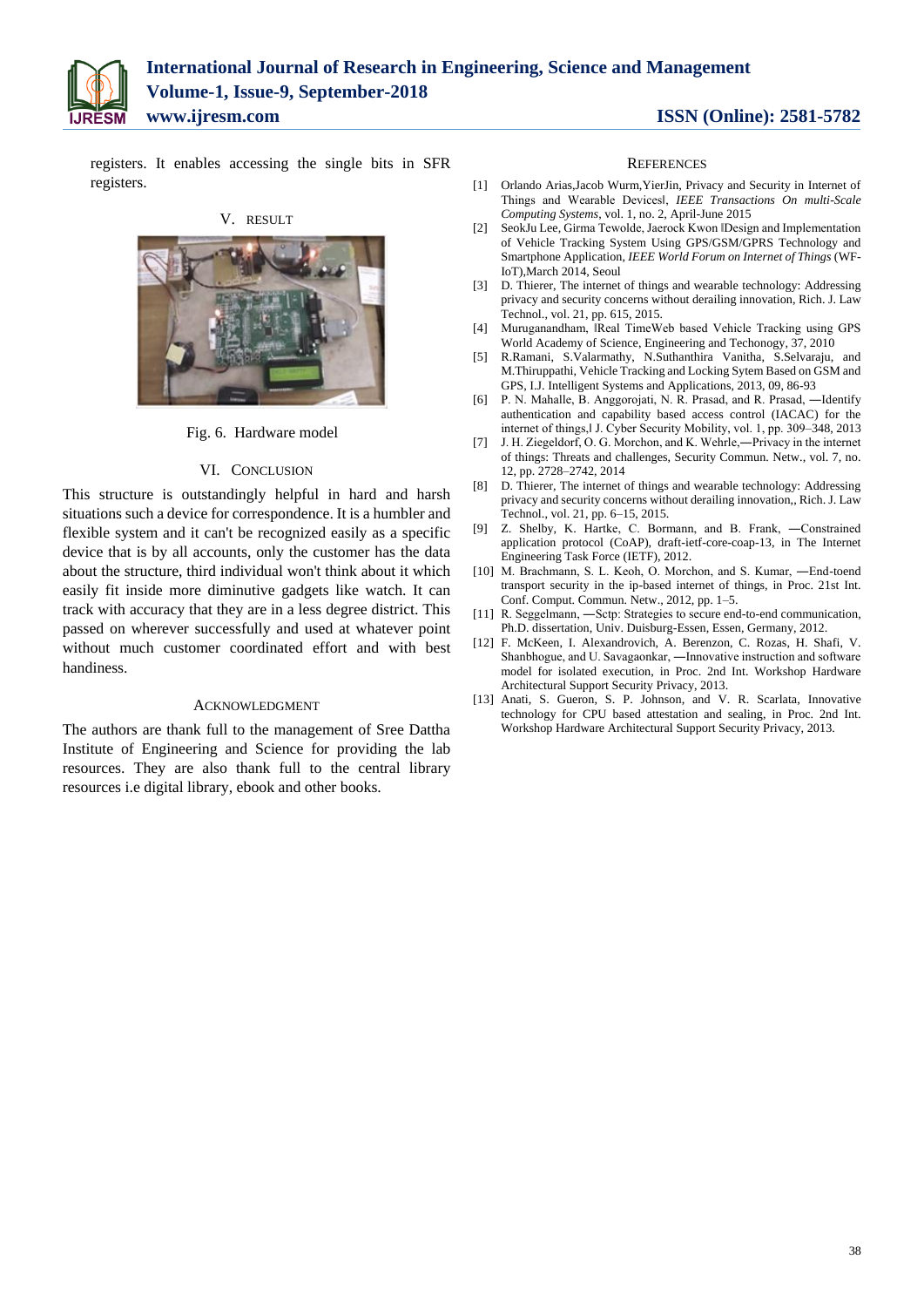registers. It enables accessing the single bits in SFR registers.

## V. RESULT

Fig. 6. Hardware model

## VI. CONCLUSION

This structure is outstandingly helpful in hard and harsh situations such a device for correspondence. It is a humbler and flexible system and it can't be recognized easily as a specific device that is by all accounts, only the customer has the data about the structure, third individual won't think about it which easily fit inside more diminutive gadgets like watch. It can track with accuracy that they are in a less degree district. This passed on wherever successfully and used at whatever point without much customer coordinated effort and with best handiness.

## ACKNOWLEDGMENT

The authors are thank full to the management of Sree Dattha Institute of Engineering and Science for providing the lab resources. They are also thank full to the central library resources i.e digital library, ebook and other books.

## REFERENCES

[1] Orlando Arias,Jacob Wurm,YierJin, Privacy and Security in Internet of Things and Wearable Devices‖, *IEEE Transactions On multi-Scale Computing Systems*, vol. 1, no. 2, April-June 2015

[2] SeokJu Lee, Girma Tewolde, Jaerock Kwon ‖Design and Implementation of Vehicle Tracking System Using GPS/GSM/GPRS Technology and Smartphone Application, *IEEE World Forum on Internet of Things* (WF-IoT),March 2014, Seoul

[3] D. Thierer, The internet of things and wearable technology: Addressing privacy and security concerns without derailing innovation, Rich. J. Law Technol., vol. 21, pp. 615, 2015.

[4] Muruganandham, ‖Real TimeWeb based Vehicle Tracking using GPS World Academy of Science, Engineering and Techonogy, 37, 2010

[5] R.Ramani, S.Valarmathy, N.Suthanthira Vanitha, S.Selvaraju, and M.Thiruppathi, Vehicle Tracking and Locking Sytem Based on GSM and GPS, I.J. Intelligent Systems and Applications, 2013, 09, 86-93

[6] P. N. Mahalle, B. Anggorojati, N. R. Prasad, and R. Prasad, ―Identify authentication and capability based access control (IACAC) for the internet of things,‖ J. Cyber Security Mobility, vol. 1, pp. 309–348, 2013

[7] J. H. Ziegeldorf, O. G. Morchon, and K. Wehrle,―Privacy in the internet of things: Threats and challenges, Security Commun. Netw., vol. 7, no. 12, pp. 2728–2742, 2014

[8] D. Thierer, The internet of things and wearable technology: Addressing privacy and security concerns without derailing innovation,, Rich. J. Law Technol., vol. 21, pp. 6–15, 2015.

[9] Z. Shelby, K. Hartke, C. Bormann, and B. Frank, ―Constrained application protocol (CoAP), draft-ietf-core-coap-13, in The Internet Engineering Task Force (IETF), 2012.

[10] M. Brachmann, S. L. Keoh, O. Morchon, and S. Kumar, ―End-toend transport security in the ip-based internet of things, in Proc. 21st Int. Conf. Comput. Commun. Netw., 2012, pp. 1–5.

[11] R. Seggelmann, ―Sctp: Strategies to secure end-to-end communication, Ph.D. dissertation, Univ. Duisburg-Essen, Essen, Germany, 2012.

[12] F. McKeen, I. Alexandrovich, A. Berenzon, C. Rozas, H. Shafi, V. Shanbhogue, and U. Savagaonkar, ―Innovative instruction and software model for isolated execution, in Proc. 2nd Int. Workshop Hardware Architectural Support Security Privacy, 2013.

[13] Anati, S. Gueron, S. P. Johnson, and V. R. Scarlata, Innovative technology for CPU based attestation and sealing, in Proc. 2nd Int. Workshop Hardware Architectural Support Security Privacy, 2013.